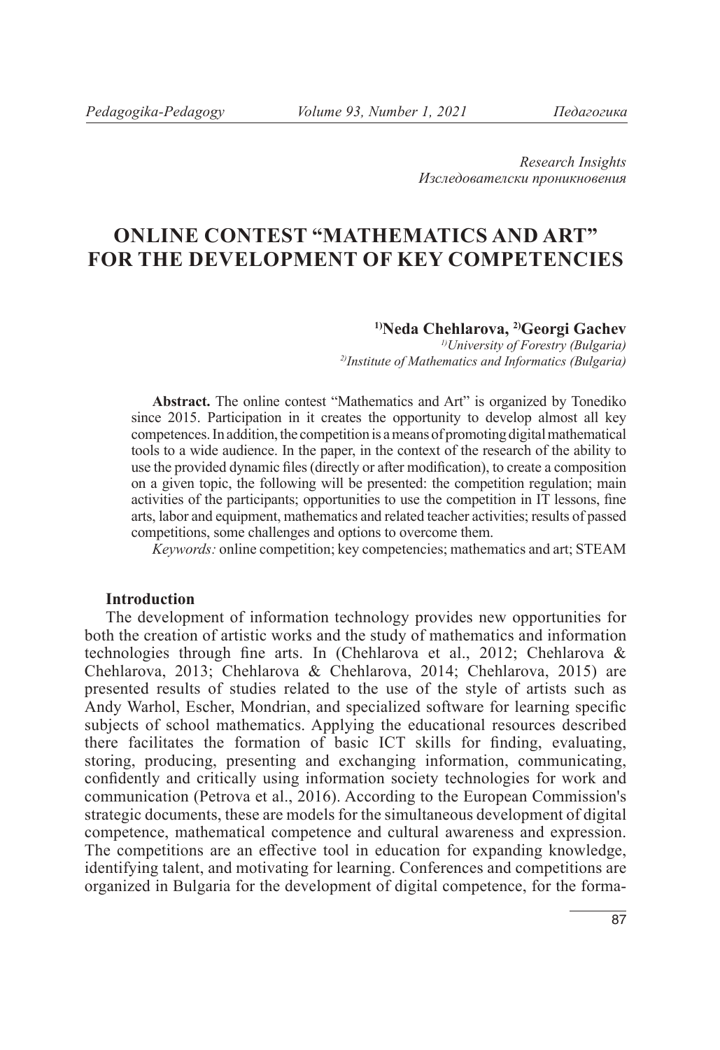*Research Insights*
*Изследователски проникновения*

# ONLINE CONTEST "MATHEMATICS AND ART" FOR THE DEVELOPMENT OF KEY COMPETENCIES

**[1)]Neda Chehlarova, [2)]Georgi Gachev**
*[1)]University of Forestry (Bulgaria)*
*[2)]Institute of Mathematics and Informatics (Bulgaria)*

**Abstract.** The online contest "Mathematics and Art" is organized by Tonediko since 2015. Participation in it creates the opportunity to develop almost all key competences. In addition, the competition is a means of promoting digital mathematical tools to a wide audience. In the paper, in the context of the research of the ability to use the provided dynamic files (directly or after modification), to create a composition on a given topic, the following will be presented: the competition regulation; main activities of the participants; opportunities to use the competition in IT lessons, fine arts, labor and equipment, mathematics and related teacher activities; results of passed competitions, some challenges and options to overcome them.

*Keywords:* online competition; key competencies; mathematics and art; STEAM

## Introduction

The development of information technology provides new opportunities for both the creation of artistic works and the study of mathematics and information technologies through fine arts. In (Chehlarova et al., 2012; Chehlarova & Chehlarova, 2013; Chehlarova & Chehlarova, 2014; Chehlarova, 2015) are presented results of studies related to the use of the style of artists such as Andy Warhol, Escher, Mondrian, and specialized software for learning specific subjects of school mathematics. Applying the educational resources described there facilitates the formation of basic ICT skills for finding, evaluating, storing, producing, presenting and exchanging information, communicating, confidently and critically using information society technologies for work and communication (Petrova et al., 2016). According to the European Commission's strategic documents, these are models for the simultaneous development of digital competence, mathematical competence and cultural awareness and expression. The competitions are an effective tool in education for expanding knowledge, identifying talent, and motivating for learning. Conferences and competitions are organized in Bulgaria for the development of digital competence, for the forma-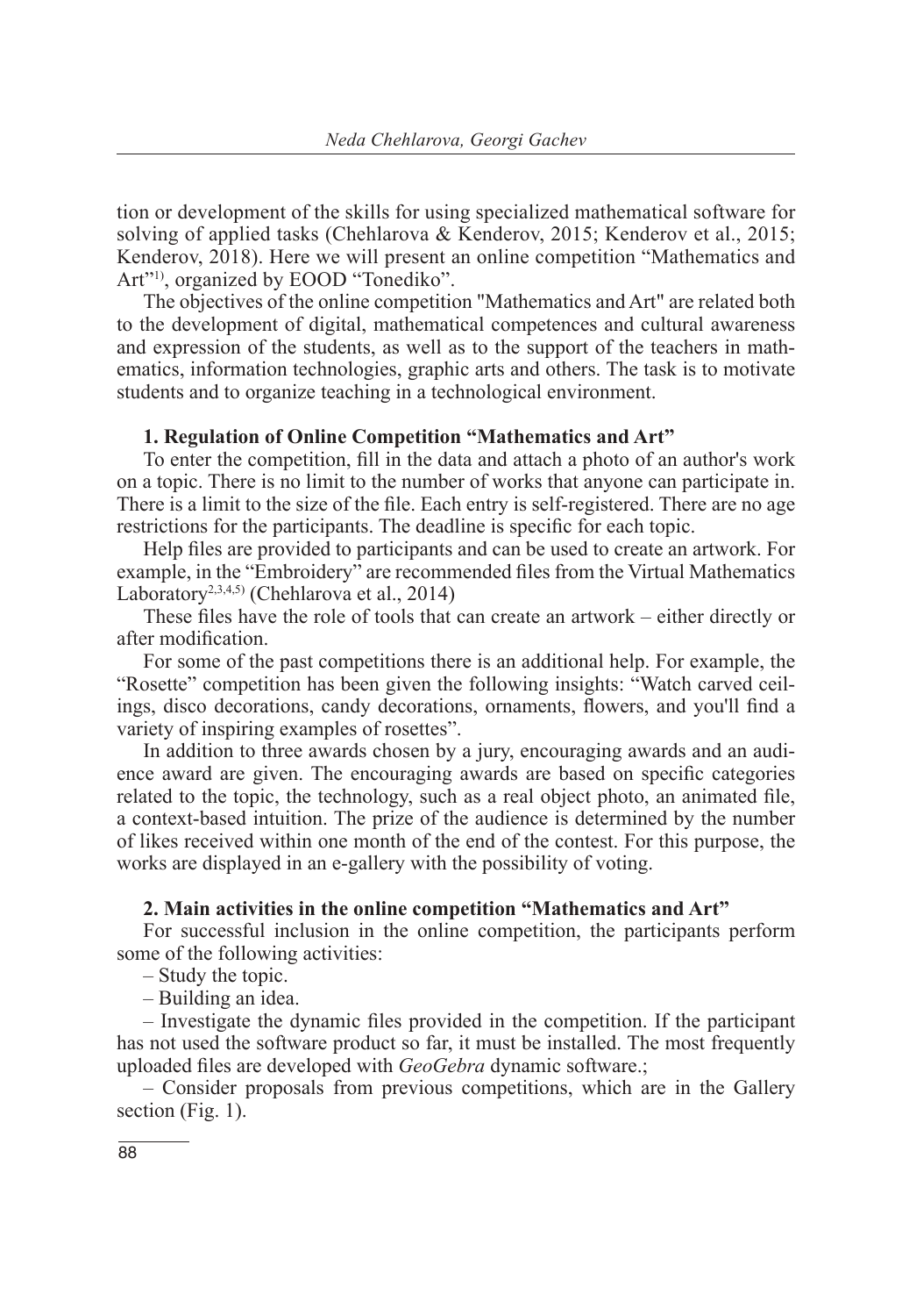tion or development of the skills for using specialized mathematical software for solving of applied tasks (Chehlarova & Kenderov, 2015; Kenderov et al., 2015; Kenderov, 2018). Here we will present an online competition "Mathematics and Art"[1], organized by EOOD "Tonediko".

The objectives of the online competition "Mathematics and Art" are related both to the development of digital, mathematical competences and cultural awareness and expression of the students, as well as to the support of the teachers in mathematics, information technologies, graphic arts and others. The task is to motivate students and to organize teaching in a technological environment.

### 1. Regulation of Online Competition "Mathematics and Art"

To enter the competition, fill in the data and attach a photo of an author's work on a topic. There is no limit to the number of works that anyone can participate in. There is a limit to the size of the file. Each entry is self-registered. There are no age restrictions for the participants. The deadline is specific for each topic.

Help files are provided to participants and can be used to create an artwork. For example, in the "Embroidery" are recommended files from the Virtual Mathematics Laboratory[2,3,4,5] (Chehlarova et al., 2014)

These files have the role of tools that can create an artwork – either directly or after modification.

For some of the past competitions there is an additional help. For example, the "Rosette" competition has been given the following insights: "Watch carved ceilings, disco decorations, candy decorations, ornaments, flowers, and you'll find a variety of inspiring examples of rosettes".

In addition to three awards chosen by a jury, encouraging awards and an audience award are given. The encouraging awards are based on specific categories related to the topic, the technology, such as a real object photo, an animated file, a context-based intuition. The prize of the audience is determined by the number of likes received within one month of the end of the contest. For this purpose, the works are displayed in an e-gallery with the possibility of voting.

### 2. Main activities in the online competition "Mathematics and Art"

For successful inclusion in the online competition, the participants perform some of the following activities:

– Study the topic.

– Building an idea.

– Investigate the dynamic files provided in the competition. If the participant has not used the software product so far, it must be installed. The most frequently uploaded files are developed with *GeoGebra* dynamic software.;

– Consider proposals from previous competitions, which are in the Gallery section (Fig. 1).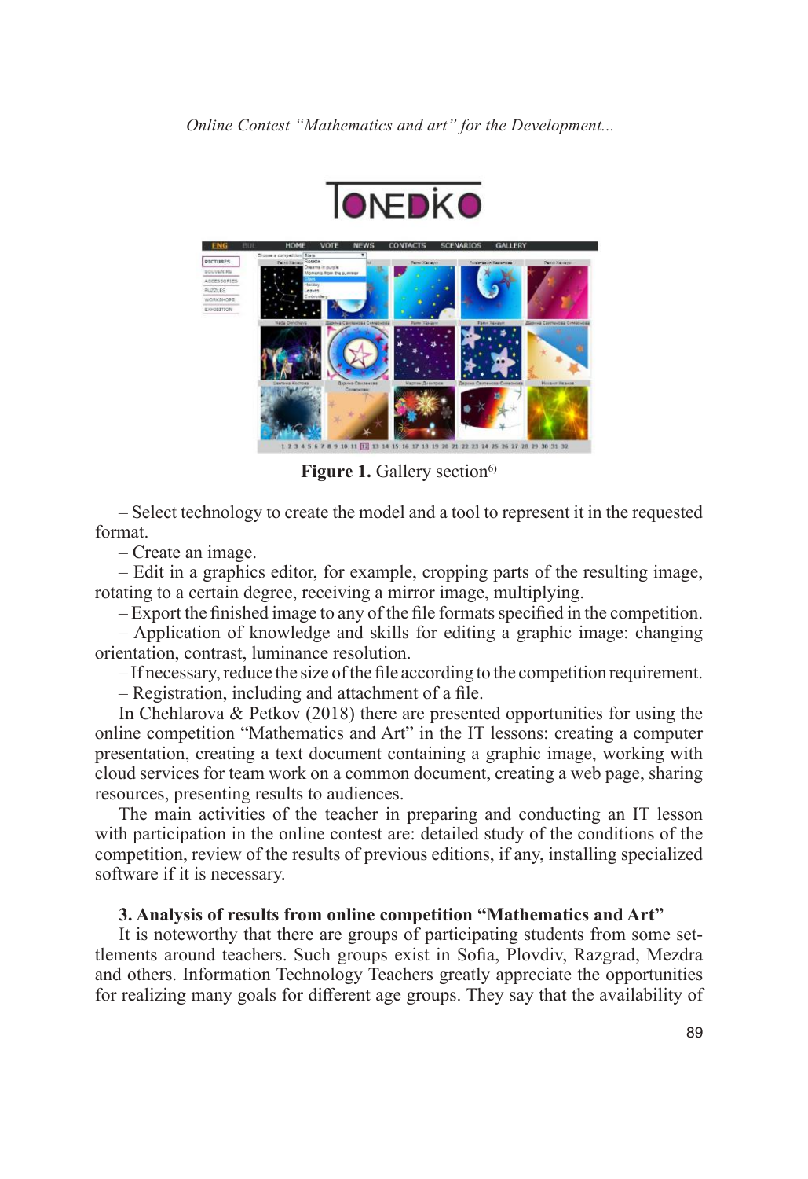**Figure 1.** Gallery section[6)]

– Select technology to create the model and a tool to represent it in the requested format.

– Create an image.

– Edit in a graphics editor, for example, cropping parts of the resulting image, rotating to a certain degree, receiving a mirror image, multiplying.

– Export the finished image to any of the file formats specified in the competition.

– Application of knowledge and skills for editing a graphic image: changing orientation, contrast, luminance resolution.

– If necessary, reduce the size of the file according to the competition requirement.

– Registration, including and attachment of a file.

In Chehlarova & Petkov (2018) there are presented opportunities for using the online competition "Mathematics and Art" in the IT lessons: creating a computer presentation, creating a text document containing a graphic image, working with cloud services for team work on a common document, creating a web page, sharing resources, presenting results to audiences.

The main activities of the teacher in preparing and conducting an IT lesson with participation in the online contest are: detailed study of the conditions of the competition, review of the results of previous editions, if any, installing specialized software if it is necessary.

### 3. Analysis of results from online competition "Mathematics and Art"

It is noteworthy that there are groups of participating students from some settlements around teachers. Such groups exist in Sofia, Plovdiv, Razgrad, Mezdra and others. Information Technology Teachers greatly appreciate the opportunities for realizing many goals for different age groups. They say that the availability of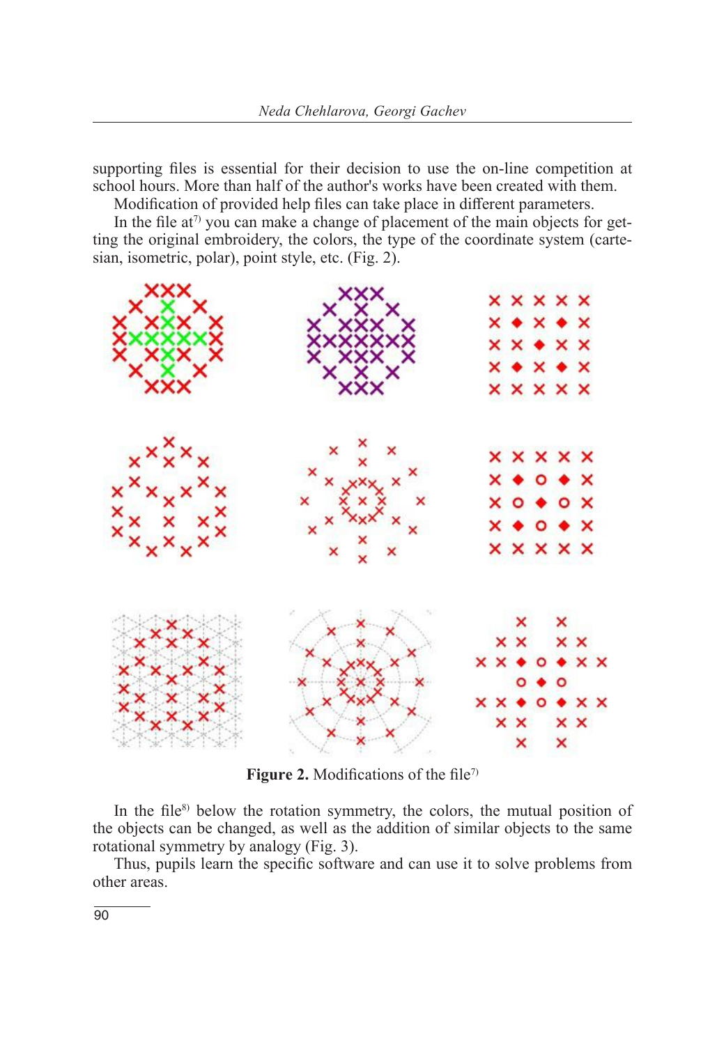supporting files is essential for their decision to use the on-line competition at school hours. More than half of the author's works have been created with them.

Modification of provided help files can take place in different parameters.

In the file at[7] you can make a change of placement of the main objects for getting the original embroidery, the colors, the type of the coordinate system (cartesian, isometric, polar), point style, etc. (Fig. 2).

**Figure 2.** Modifications of the file[7]

In the file[8] below the rotation symmetry, the colors, the mutual position of the objects can be changed, as well as the addition of similar objects to the same rotational symmetry by analogy (Fig. 3).

Thus, pupils learn the specific software and can use it to solve problems from other areas.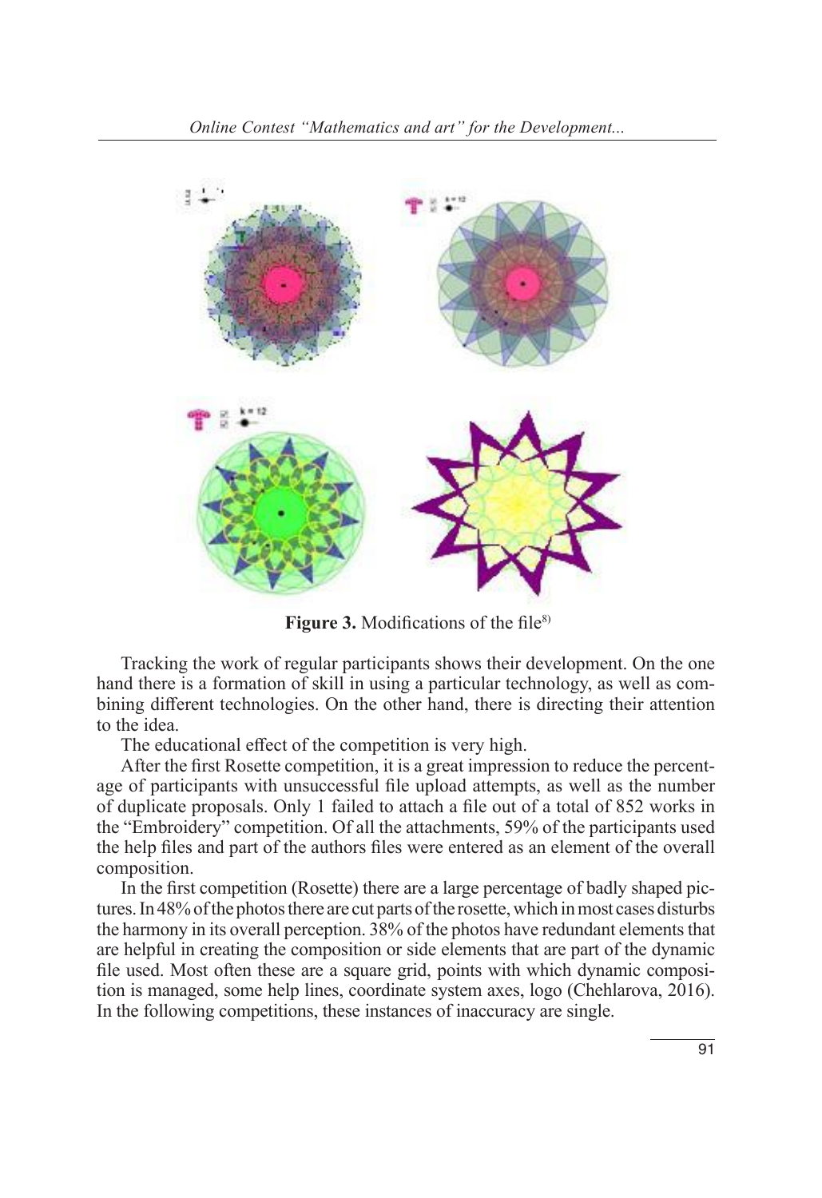**Figure 3.** Modifications of the file[8)]

Tracking the work of regular participants shows their development. On the one hand there is a formation of skill in using a particular technology, as well as combining different technologies. On the other hand, there is directing their attention to the idea.

The educational effect of the competition is very high.

After the first Rosette competition, it is a great impression to reduce the percentage of participants with unsuccessful file upload attempts, as well as the number of duplicate proposals. Only 1 failed to attach a file out of a total of 852 works in the "Embroidery" competition. Of all the attachments, 59% of the participants used the help files and part of the authors files were entered as an element of the overall composition.

In the first competition (Rosette) there are a large percentage of badly shaped pictures. In 48% of the photos there are cut parts of the rosette, which in most cases disturbs the harmony in its overall perception. 38% of the photos have redundant elements that are helpful in creating the composition or side elements that are part of the dynamic file used. Most often these are a square grid, points with which dynamic composition is managed, some help lines, coordinate system axes, logo (Chehlarova, 2016). In the following competitions, these instances of inaccuracy are single.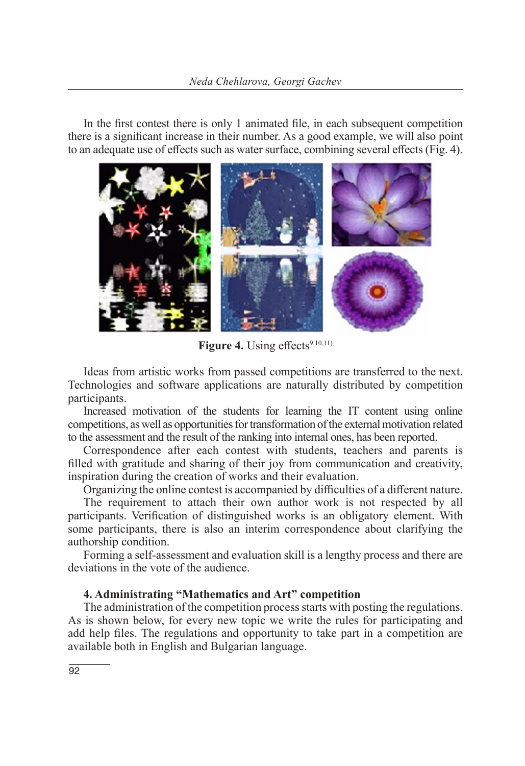In the first contest there is only 1 animated file, in each subsequent competition there is a significant increase in their number. As a good example, we will also point to an adequate use of effects such as water surface, combining several effects (Fig. 4).

**Figure 4.** Using effects[9,10,11)]

Ideas from artistic works from passed competitions are transferred to the next. Technologies and software applications are naturally distributed by competition participants.

Increased motivation of the students for learning the IT content using online competitions, as well as opportunities for transformation of the external motivation related to the assessment and the result of the ranking into internal ones, has been reported.

Correspondence after each contest with students, teachers and parents is filled with gratitude and sharing of their joy from communication and creativity, inspiration during the creation of works and their evaluation.

Organizing the online contest is accompanied by difficulties of a different nature.

The requirement to attach their own author work is not respected by all participants. Verification of distinguished works is an obligatory element. With some participants, there is also an interim correspondence about clarifying the authorship condition.

Forming a self-assessment and evaluation skill is a lengthy process and there are deviations in the vote of the audience.

### 4. Administrating "Mathematics and Art" competition

The administration of the competition process starts with posting the regulations. As is shown below, for every new topic we write the rules for participating and add help files. The regulations and opportunity to take part in a competition are available both in English and Bulgarian language.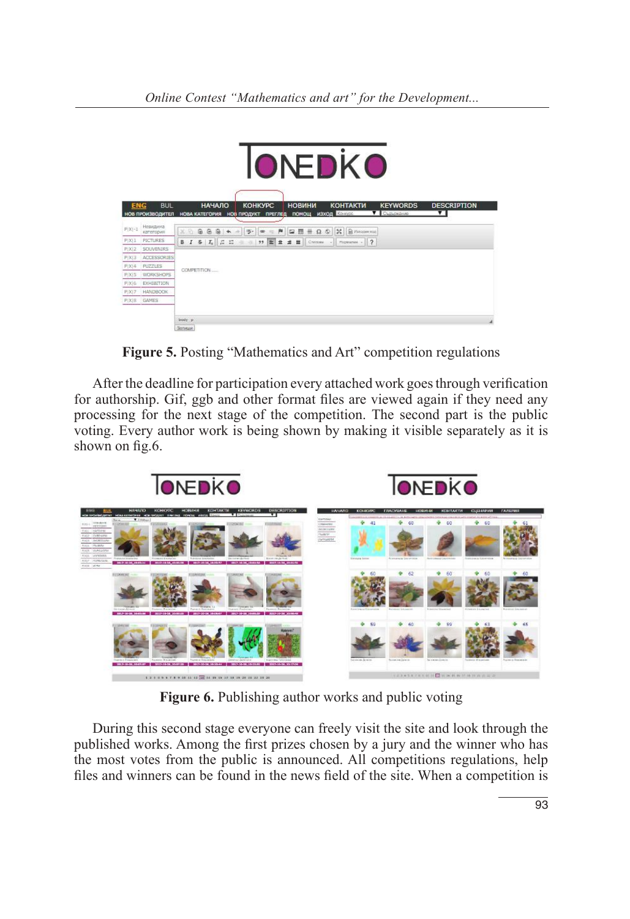**Figure 5.** Posting "Mathematics and Art" competition regulations

After the deadline for participation every attached work goes through verification for authorship. Gif, ggb and other format files are viewed again if they need any processing for the next stage of the competition. The second part is the public voting. Every author work is being shown by making it visible separately as it is shown on fig.6.

**Figure 6.** Publishing author works and public voting

During this second stage everyone can freely visit the site and look through the published works. Among the first prizes chosen by a jury and the winner who has the most votes from the public is announced. All competitions regulations, help files and winners can be found in the news field of the site. When a competition is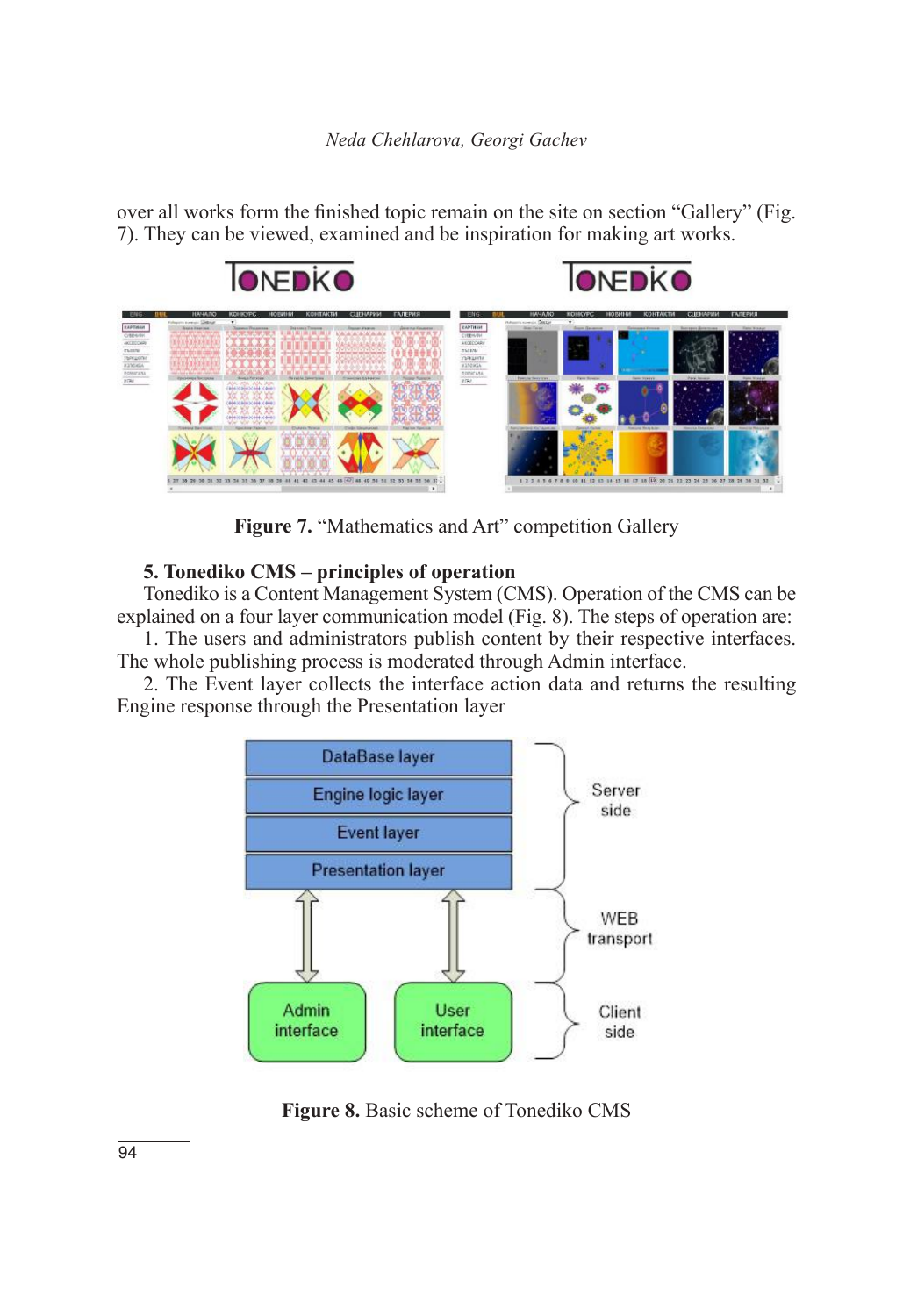over all works form the finished topic remain on the site on section "Gallery" (Fig. 7). They can be viewed, examined and be inspiration for making art works.

**Figure 7.** "Mathematics and Art" competition Gallery

### 5. Tonediko CMS – principles of operation

Tonediko is a Content Management System (CMS). Operation of the CMS can be explained on a four layer communication model (Fig. 8). The steps of operation are:

1. The users and administrators publish content by their respective interfaces. The whole publishing process is moderated through Admin interface.

2. The Event layer collects the interface action data and returns the resulting Engine response through the Presentation layer

**Figure 8.** Basic scheme of Tonediko CMS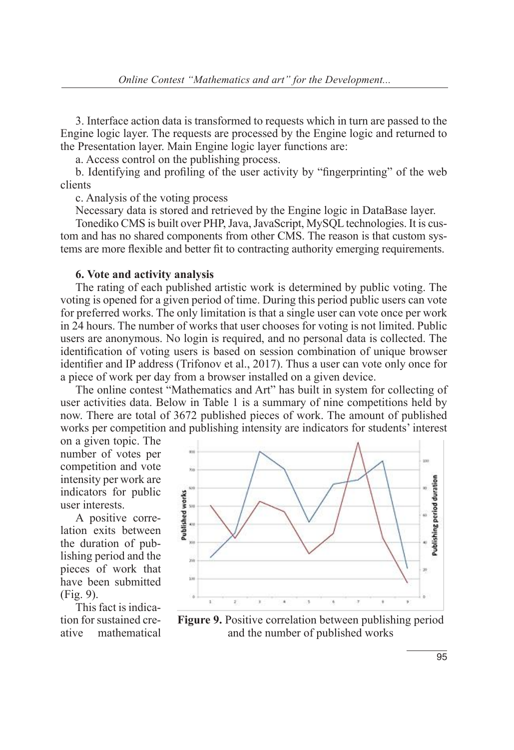3. Interface action data is transformed to requests which in turn are passed to the Engine logic layer. The requests are processed by the Engine logic and returned to the Presentation layer. Main Engine logic layer functions are:

a. Access control on the publishing process.

b. Identifying and profiling of the user activity by "fingerprinting" of the web clients

c. Analysis of the voting process

Necessary data is stored and retrieved by the Engine logic in DataBase layer.

Tonediko CMS is built over PHP, Java, JavaScript, MySQL technologies. It is custom and has no shared components from other CMS. The reason is that custom systems are more flexible and better fit to contracting authority emerging requirements.

### 6. Vote and activity analysis

The rating of each published artistic work is determined by public voting. The voting is opened for a given period of time. During this period public users can vote for preferred works. The only limitation is that a single user can vote once per work in 24 hours. The number of works that user chooses for voting is not limited. Public users are anonymous. No login is required, and no personal data is collected. The identification of voting users is based on session combination of unique browser identifier and IP address (Trifonov et al., 2017). Thus a user can vote only once for a piece of work per day from a browser installed on a given device.

The online contest "Mathematics and Art" has built in system for collecting of user activities data. Below in Table 1 is a summary of nine competitions held by now. There are total of 3672 published pieces of work. The amount of published works per competition and publishing intensity are indicators for students' interest on a given topic. The number of votes per competition and vote intensity per work are indicators for public user interests.

A positive correlation exits between the duration of publishing period and the pieces of work that have been submitted (Fig. 9).

This fact is indication for sustained creative mathematical

**Figure 9.** Positive correlation between publishing period and the number of published works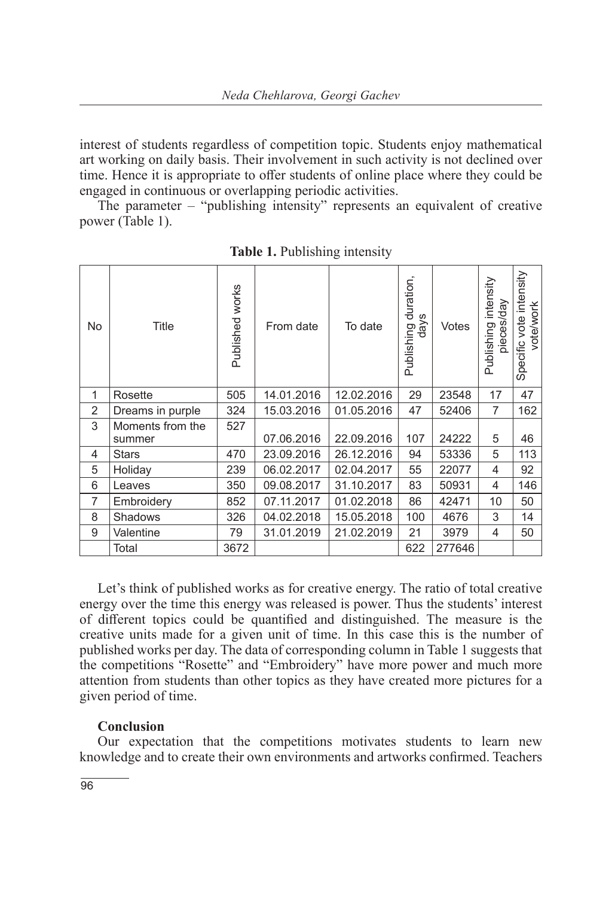interest of students regardless of competition topic. Students enjoy mathematical art working on daily basis. Their involvement in such activity is not declined over time. Hence it is appropriate to offer students of online place where they could be engaged in continuous or overlapping periodic activities.

The parameter – "publishing intensity" represents an equivalent of creative power (Table 1).

**Table 1.** Publishing intensity

| No | Title | Published works | From date | To date | Publishing duration, days | Votes | Publishing intensity pieces/day | Specific vote intensity vote/work |
|---|---|---|---|---|---|---|---|---|
| 1 | Rosette | 505 | 14.01.2016 | 12.02.2016 | 29 | 23548 | 17 | 47 |
| 2 | Dreams in purple | 324 | 15.03.2016 | 01.05.2016 | 47 | 52406 | 7 | 162 |
| 3 | Moments from the summer | 527 | 07.06.2016 | 22.09.2016 | 107 | 24222 | 5 | 46 |
| 4 | Stars | 470 | 23.09.2016 | 26.12.2016 | 94 | 53336 | 5 | 113 |
| 5 | Holiday | 239 | 06.02.2017 | 02.04.2017 | 55 | 22077 | 4 | 92 |
| 6 | Leaves | 350 | 09.08.2017 | 31.10.2017 | 83 | 50931 | 4 | 146 |
| 7 | Embroidery | 852 | 07.11.2017 | 01.02.2018 | 86 | 42471 | 10 | 50 |
| 8 | Shadows | 326 | 04.02.2018 | 15.05.2018 | 100 | 4676 | 3 | 14 |
| 9 | Valentine | 79 | 31.01.2019 | 21.02.2019 | 21 | 3979 | 4 | 50 |
| | Total | 3672 | | | 622 | 277646 | | |

Let's think of published works as for creative energy. The ratio of total creative energy over the time this energy was released is power. Thus the students' interest of different topics could be quantified and distinguished. The measure is the creative units made for a given unit of time. In this case this is the number of published works per day. The data of corresponding column in Table 1 suggests that the competitions "Rosette" and "Embroidery" have more power and much more attention from students than other topics as they have created more pictures for a given period of time.

**Conclusion**

Our expectation that the competitions motivates students to learn new knowledge and to create their own environments and artworks confirmed. Teachers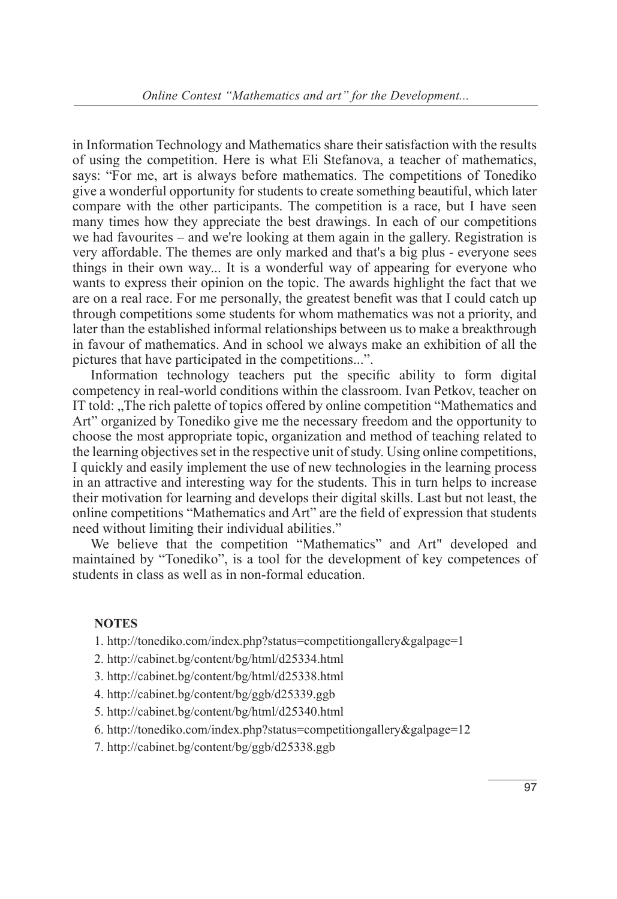in Information Technology and Mathematics share their satisfaction with the results of using the competition. Here is what Eli Stefanova, a teacher of mathematics, says: “For me, art is always before mathematics. The competitions of Tonediko give a wonderful opportunity for students to create something beautiful, which later compare with the other participants. The competition is a race, but I have seen many times how they appreciate the best drawings. In each of our competitions we had favourites – and we're looking at them again in the gallery. Registration is very affordable. The themes are only marked and that's a big plus - everyone sees things in their own way... It is a wonderful way of appearing for everyone who wants to express their opinion on the topic. The awards highlight the fact that we are on a real race. For me personally, the greatest benefit was that I could catch up through competitions some students for whom mathematics was not a priority, and later than the established informal relationships between us to make a breakthrough in favour of mathematics. And in school we always make an exhibition of all the pictures that have participated in the competitions...”.

Information technology teachers put the specific ability to form digital competency in real-world conditions within the classroom. Ivan Petkov, teacher on IT told: „The rich palette of topics offered by online competition “Mathematics and Art” organized by Tonediko give me the necessary freedom and the opportunity to choose the most appropriate topic, organization and method of teaching related to the learning objectives set in the respective unit of study. Using online competitions, I quickly and easily implement the use of new technologies in the learning process in an attractive and interesting way for the students. This in turn helps to increase their motivation for learning and develops their digital skills. Last but not least, the online competitions “Mathematics and Art” are the field of expression that students need without limiting their individual abilities.”

We believe that the competition “Mathematics” and Art" developed and maintained by “Tonediko”, is a tool for the development of key competences of students in class as well as in non-formal education.

**NOTES**

1. http://tonediko.com/index.php?status=competitiongallery&galpage=1
2. http://cabinet.bg/content/bg/html/d25334.html
3. http://cabinet.bg/content/bg/html/d25338.html
4. http://cabinet.bg/content/bg/ggb/d25339.ggb
5. http://cabinet.bg/content/bg/html/d25340.html
6. http://tonediko.com/index.php?status=competitiongallery&galpage=12
7. http://cabinet.bg/content/bg/ggb/d25338.ggb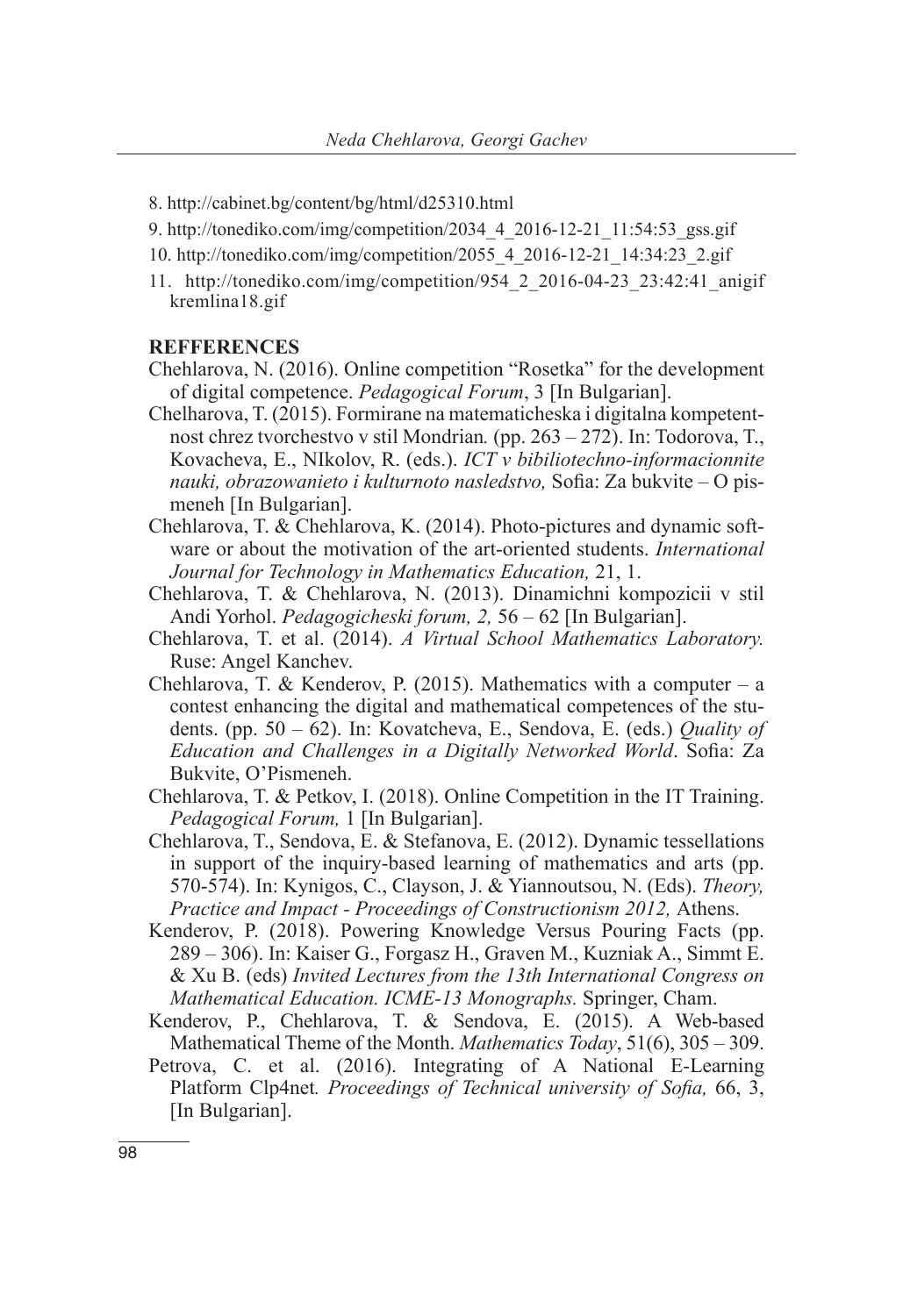8. http://cabinet.bg/content/bg/html/d25310.html
9. http://tonediko.com/img/competition/2034_4_2016-12-21_11:54:53_gss.gif
10. http://tonediko.com/img/competition/2055_4_2016-12-21_14:34:23_2.gif
11. http://tonediko.com/img/competition/954_2_2016-04-23_23:42:41_anigif kremlina18.gif

**REFFERENCES**

Chehlarova, N. (2016). Online competition "Rosetka" for the development of digital competence. *Pedagogical Forum*, 3 [In Bulgarian].

Chelharova, T. (2015). Formirane na matematicheska i digitalna kompetentnost chrez tvorchestvo v stil Mondrian*.* (pp. 263 – 272). In: Todorova, T., Kovacheva, E., NIkolov, R. (eds.). *ICT v bibiliotechno-informacionnite nauki, obrazowanieto i kulturnoto nasledstvo,* Sofia: Za bukvite – O pismeneh [In Bulgarian].

Chehlarova, T. & Chehlarova, K. (2014). Photo-pictures and dynamic software or about the motivation of the art-oriented students. *International Journal for Technology in Mathematics Education,* 21, 1.

Chehlarova, T. & Chehlarova, N. (2013). Dinamichni kompozicii v stil Andi Yorhol. *Pedagogicheski forum, 2,* 56 – 62 [In Bulgarian].

Chehlarova, T. et al. (2014). *A Virtual School Mathematics Laboratory.* Ruse: Angel Kanchev.

Chehlarova, T. & Kenderov, P. (2015). Mathematics with a computer – a contest enhancing the digital and mathematical competences of the students. (pp. 50 – 62). In: Kovatcheva, E., Sendova, E. (eds.) *Quality of Education and Challenges in a Digitally Networked World*. Sofia: Za Bukvite, O'Pismeneh.

Chehlarova, T. & Petkov, I. (2018). Online Competition in the IT Training. *Pedagogical Forum,* 1 [In Bulgarian].

Chehlarova, T., Sendova, E. & Stefanova, E. (2012). Dynamic tessellations in support of the inquiry-based learning of mathematics and arts (pp. 570-574). In: Kynigos, C., Clayson, J. & Yiannoutsou, N. (Eds). *Theory, Practice and Impact - Proceedings of Constructionism 2012,* Athens.

Kenderov, P. (2018). Powering Knowledge Versus Pouring Facts (pp. 289 – 306). In: Kaiser G., Forgasz H., Graven M., Kuzniak A., Simmt E. & Xu B. (eds) *Invited Lectures from the 13th International Congress on Mathematical Education. ICME-13 Monographs.* Springer, Cham.

Kenderov, P., Chehlarova, T. & Sendova, E. (2015). A Web-based Mathematical Theme of the Month. *Mathematics Today*, 51(6), 305 – 309.

Petrova, C. et al. (2016). Integrating of A National E-Learning Platform Clp4net*. Proceedings of Technical university of Sofia,* 66, 3, [In Bulgarian].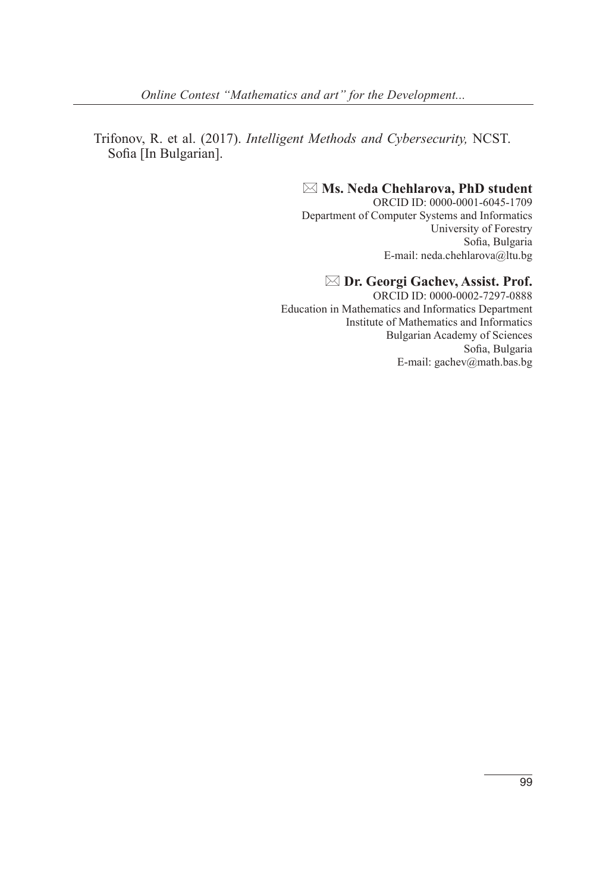Trifonov, R. et al. (2017). *Intelligent Methods and Cybersecurity,* NCST. Sofia [In Bulgarian].

✉ **Ms. Neda Chehlarova, PhD student**
ORCID ID: 0000-0001-6045-1709
Department of Computer Systems and Informatics
University of Forestry
Sofia, Bulgaria
E-mail: neda.chehlarova@ltu.bg

✉ **Dr. Georgi Gachev, Assist. Prof.**
ORCID ID: 0000-0002-7297-0888
Education in Mathematics and Informatics Department
Institute of Mathematics and Informatics
Bulgarian Academy of Sciences
Sofia, Bulgaria
E-mail: gachev@math.bas.bg